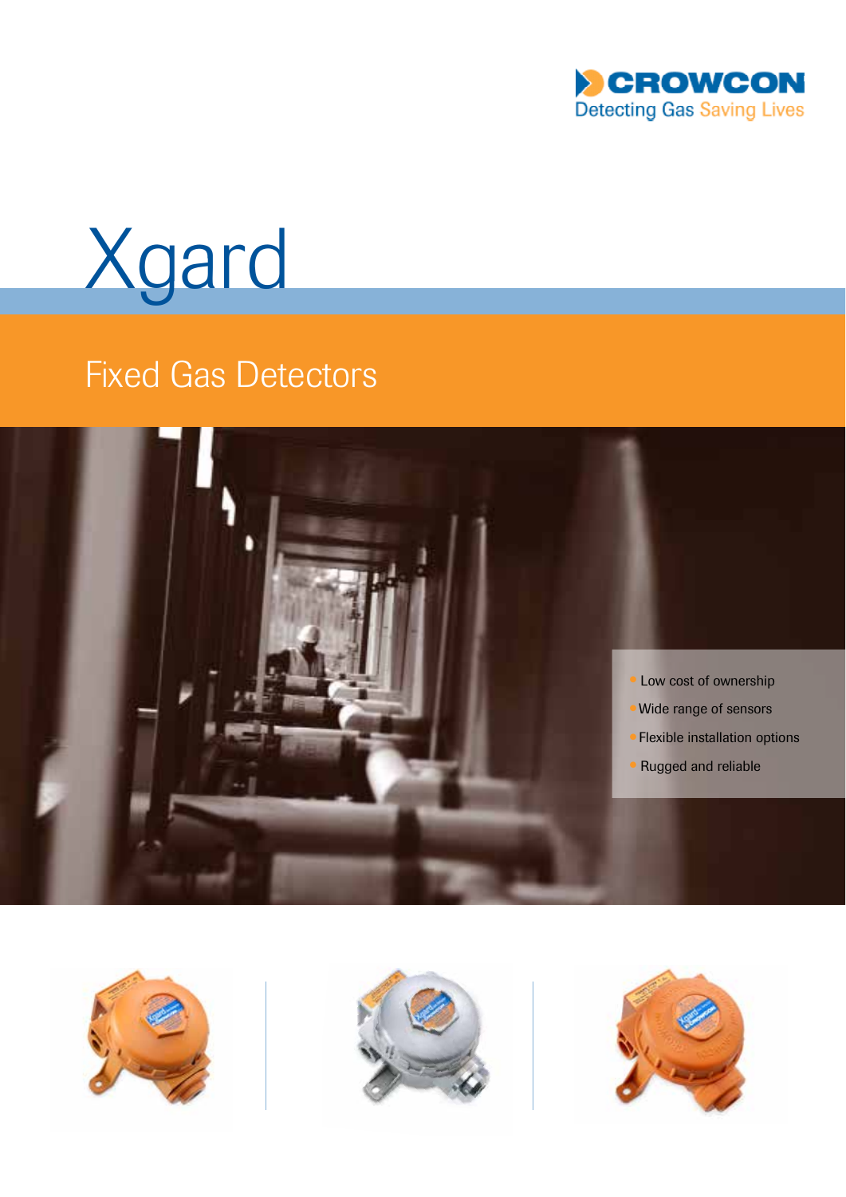CROWCON

Detecting Gas Saving Lives

# Xgard

## Fixed Gas Detectors

- Low cost of ownership
- Wide range of sensors
- Flexible installation options
- Rugged and reliable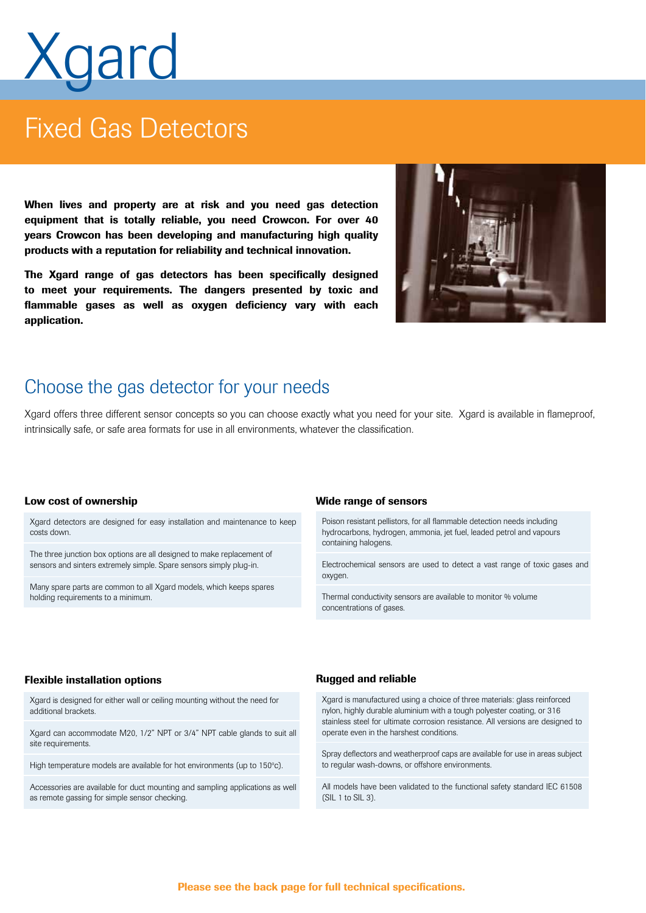# Xgard

## Fixed Gas Detectors

**When lives and property are at risk and you need gas detection equipment that is totally reliable, you need Crowcon. For over 40 years Crowcon has been developing and manufacturing high quality products with a reputation for reliability and technical innovation.**

**The Xgard range of gas detectors has been specifically designed to meet your requirements. The dangers presented by toxic and flammable gases as well as oxygen deficiency vary with each application.**

## Choose the gas detector for your needs

Xgard offers three different sensor concepts so you can choose exactly what you need for your site. Xgard is available in flameproof, intrinsically safe, or safe area formats for use in all environments, whatever the classification.

### Low cost of ownership

Xgard detectors are designed for easy installation and maintenance to keep costs down.

The three junction box options are all designed to make replacement of sensors and sinters extremely simple. Spare sensors simply plug-in.

Many spare parts are common to all Xgard models, which keeps spares holding requirements to a minimum.

### Wide range of sensors

Poison resistant pellistors, for all flammable detection needs including hydrocarbons, hydrogen, ammonia, jet fuel, leaded petrol and vapours containing halogens.

Electrochemical sensors are used to detect a vast range of toxic gases and oxygen.

Thermal conductivity sensors are available to monitor % volume concentrations of gases.

### Flexible installation options

Xgard is designed for either wall or ceiling mounting without the need for additional brackets.

Xgard can accommodate M20, 1/2" NPT or 3/4" NPT cable glands to suit all site requirements.

High temperature models are available for hot environments (up to 150°c).

Accessories are available for duct mounting and sampling applications as well as remote gassing for simple sensor checking.

### Rugged and reliable

Xgard is manufactured using a choice of three materials: glass reinforced nylon, highly durable aluminium with a tough polyester coating, or 316 stainless steel for ultimate corrosion resistance. All versions are designed to operate even in the harshest conditions.

Spray deflectors and weatherproof caps are available for use in areas subject to regular wash-downs, or offshore environments.

All models have been validated to the functional safety standard IEC 61508 (SIL 1 to SIL 3).

**Please see the back page for full technical specifications.**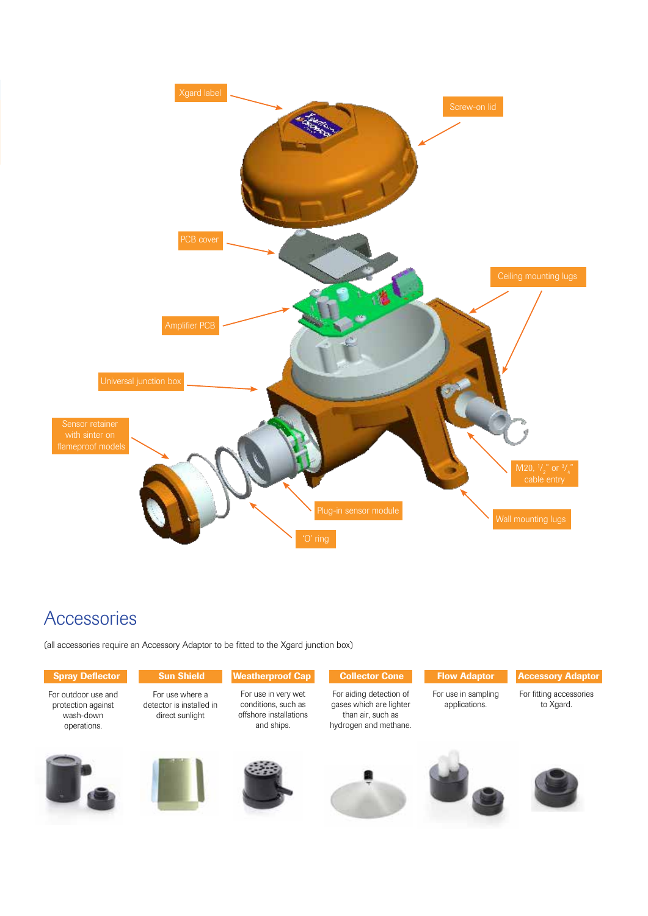Xgard label

Screw-on lid

PCB cover

Ceiling mounting lugs

Amplifier PCB

Universal junction box

Sensor retainer with sinter on flameproof models

M20, $^1/_2$" or $^3/_4$" cable entry

Plug-in sensor module

Wall mounting lugs

'O' ring

## Accessories

(all accessories require an Accessory Adaptor to be fitted to the Xgard junction box)

| Spray Deflector | Sun Shield | Weatherproof Cap | Collector Cone | Flow Adaptor | Accessory Adaptor |
|---|---|---|---|---|---|
| For outdoor use and protection against wash-down operations. | For use where a detector is installed in direct sunlight | For use in very wet conditions, such as offshore installations and ships. | For aiding detection of gases which are lighter than air, such as hydrogen and methane. | For use in sampling applications. | For fitting accessories to Xgard. |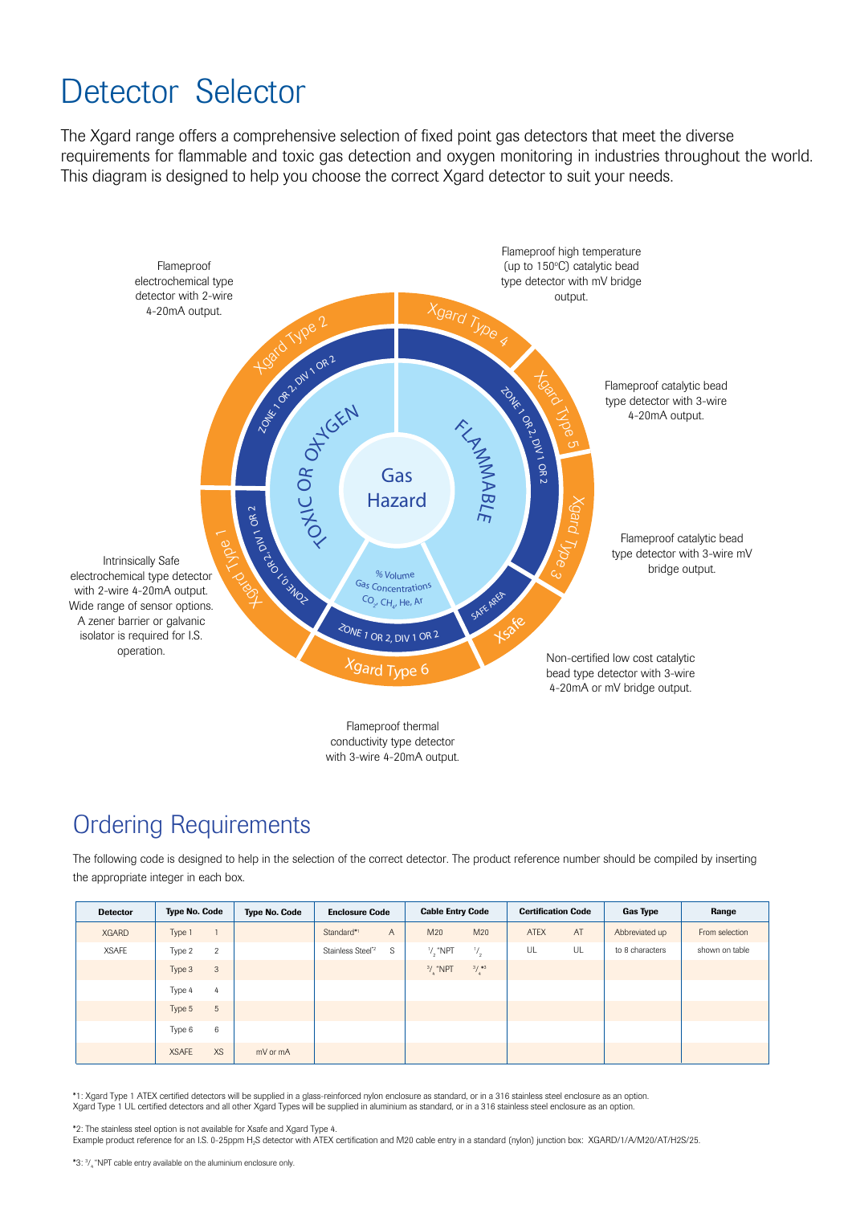# Detector Selector

The Xgard range offers a comprehensive selection of fixed point gas detectors that meet the diverse requirements for flammable and toxic gas detection and oxygen monitoring in industries throughout the world. This diagram is designed to help you choose the correct Xgard detector to suit your needs.

Flameproof electrochemical type detector with 2-wire 4-20mA output.

Flameproof high temperature (up to 150°C) catalytic bead type detector with mV bridge output.

Flameproof catalytic bead type detector with 3-wire 4-20mA output.

Flameproof catalytic bead type detector with 3-wire mV bridge output.

Intrinsically Safe electrochemical type detector with 2-wire 4-20mA output. Wide range of sensor options. A zener barrier or galvanic isolator is required for I.S. operation.

Non-certified low cost catalytic bead type detector with 3-wire 4-20mA or mV bridge output.

Flameproof thermal conductivity type detector with 3-wire 4-20mA output.

Gas Hazard

TOXIC OR OXYGEN

FLAMMABLE

% Volume Gas Concentrations $CO_2$, $CH_4$, He, Ar

ZONE 1 OR 2, DIV 1 OR 2

ZONE 0,1 OR 2, DIV 1 OR 2

SAFE AREA

Xgard Type 1, Xgard Type 2, Xgard Type 3, Xgard Type 4, Xgard Type 5, Xgard Type 6, Xsafe

## Ordering Requirements

The following code is designed to help in the selection of the correct detector. The product reference number should be compiled by inserting the appropriate integer in each box.

| Detector | Type No. Code | | Type No. Code | Enclosure Code | | Cable Entry Code | | Certification Code | | Gas Type | Range |
|---|---|---|---|---|---|---|---|---|---|---|---|
| XGARD | Type 1 | 1 | | Standard*1 | A | M20 | M20 | ATEX | AT | Abbreviated up | From selection |
| XSAFE | Type 2 | 2 | | Stainless Steel*2 | S | 1/2"NPT | 1/2 | UL | UL | to 8 characters | shown on table |
| | Type 3 | 3 | | | | 3/4"NPT | 3/4*3 | | | | |
| | Type 4 | 4 | | | | | | | | | |
| | Type 5 | 5 | | | | | | | | | |
| | Type 6 | 6 | | | | | | | | | |
| | XSAFE | XS | mV or mA | | | | | | | | |

*1: Xgard Type 1 ATEX certified detectors will be supplied in a glass-reinforced nylon enclosure as standard, or in a 316 stainless steel enclosure as an option.
Xgard Type 1 UL certified detectors and all other Xgard Types will be supplied in aluminium as standard, or in a 316 stainless steel enclosure as an option.

*2: The stainless steel option is not available for Xsafe and Xgard Type 4.
Example product reference for an I.S. 0-25ppm $H_2S$ detector with ATEX certification and M20 cable entry in a standard (nylon) junction box: XGARD/1/A/M20/AT/H2S/25.

*3: 3/4"NPT cable entry available on the aluminium enclosure only.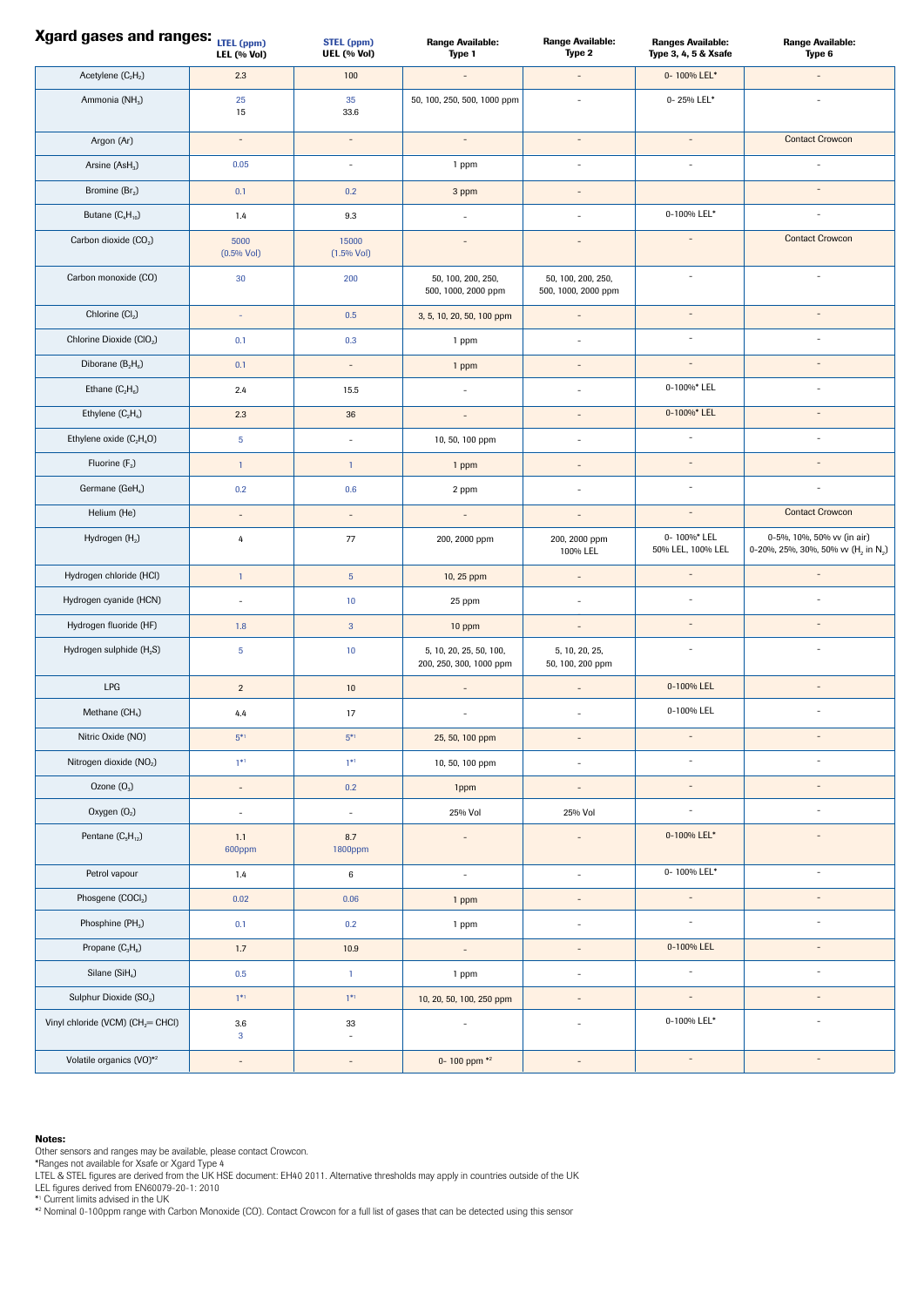# Xgard gases and ranges:

| | LTEL (ppm) LEL (% Vol) | STEL (ppm) UEL (% Vol) | Range Available: Type 1 | Range Available: Type 2 | Ranges Available: Type 3, 4, 5 & Xsafe | Range Available: Type 6 |
|---|---|---|---|---|---|---|
| Acetylene ($C_2H_2$) | 2.3 | 100 | - | - | 0- 100% LEL* | - |
| Ammonia ($NH_3$) | 25<br>15 | 35<br>33.6 | 50, 100, 250, 500, 1000 ppm | - | 0- 25% LEL* | - |
| Argon (Ar) | - | - | - | - | - | Contact Crowcon |
| Arsine ($AsH_3$) | 0.05 | - | 1 ppm | - | - | - |
| Bromine ($Br_2$) | 0.1 | 0.2 | 3 ppm | - | | - |
| Butane ($C_4H_{10}$) | 1.4 | 9.3 | - | - | 0-100% LEL* | - |
| Carbon dioxide ($CO_2$) | 5000<br>(0.5% Vol) | 15000<br>(1.5% Vol) | - | - | - | Contact Crowcon |
| Carbon monoxide (CO) | 30 | 200 | 50, 100, 200, 250, 500, 1000, 2000 ppm | 50, 100, 200, 250, 500, 1000, 2000 ppm | - | - |
| Chlorine ($Cl_2$) | - | 0.5 | 3, 5, 10, 20, 50, 100 ppm | - | - | - |
| Chlorine Dioxide ($ClO_2$) | 0.1 | 0.3 | 1 ppm | - | - | - |
| Diborane ($B_2H_6$) | 0.1 | - | 1 ppm | - | - | - |
| Ethane ($C_2H_6$) | 2.4 | 15.5 | - | - | 0-100%* LEL | - |
| Ethylene ($C_2H_4$) | 2.3 | 36 | - | - | 0-100%* LEL | - |
| Ethylene oxide ($C_2H_4O$) | 5 | - | 10, 50, 100 ppm | - | - | - |
| Fluorine ($F_2$) | 1 | 1 | 1 ppm | - | - | - |
| Germane ($GeH_4$) | 0.2 | 0.6 | 2 ppm | - | - | - |
| Helium (He) | - | - | - | - | - | Contact Crowcon |
| Hydrogen ($H_2$) | 4 | 77 | 200, 2000 ppm | 200, 2000 ppm<br>100% LEL | 0- 100%* LEL<br>50% LEL, 100% LEL | 0-5%, 10%, 50% vv (in air)<br>0-20%, 25%, 30%, 50% vv ($H_2$ in $N_2$) |
| Hydrogen chloride (HCl) | 1 | 5 | 10, 25 ppm | - | - | - |
| Hydrogen cyanide (HCN) | - | 10 | 25 ppm | - | - | - |
| Hydrogen fluoride (HF) | 1.8 | 3 | 10 ppm | - | - | - |
| Hydrogen sulphide ($H_2S$) | 5 | 10 | 5, 10, 20, 25, 50, 100, 200, 250, 300, 1000 ppm | 5, 10, 20, 25, 50, 100, 200 ppm | - | - |
| LPG | 2 | 10 | - | - | 0-100% LEL | - |
| Methane ($CH_4$) | 4.4 | 17 | - | - | 0-100% LEL | - |
| Nitric Oxide (NO) | 5*[1] | 5*[1] | 25, 50, 100 ppm | - | - | - |
| Nitrogen dioxide ($NO_2$) | 1*[1] | 1*[1] | 10, 50, 100 ppm | - | - | - |
| Ozone ($O_3$) | - | 0.2 | 1ppm | - | - | - |
| Oxygen ($O_2$) | - | - | 25% Vol | 25% Vol | - | - |
| Pentane ($C_5H_{12}$) | 1.1<br>600ppm | 8.7<br>1800ppm | - | - | 0-100% LEL* | - |
| Petrol vapour | 1.4 | 6 | - | - | 0- 100% LEL* | - |
| Phosgene ($COCl_2$) | 0.02 | 0.06 | 1 ppm | - | - | - |
| Phosphine ($PH_3$) | 0.1 | 0.2 | 1 ppm | - | - | - |
| Propane ($C_3H_8$) | 1.7 | 10.9 | - | - | 0-100% LEL | - |
| Silane ($SiH_4$) | 0.5 | 1 | 1 ppm | - | - | - |
| Sulphur Dioxide ($SO_2$) | 1*[1] | 1*[1] | 10, 20, 50, 100, 250 ppm | - | - | - |
| Vinyl chloride (VCM) ($CH_2$= CHCl) | 3.6<br>3 | 33<br>- | - | - | 0-100% LEL* | - |
| Volatile organics (VO)*[2] | - | - | 0- 100 ppm *[2] | - | - | - |

**Notes:**

Other sensors and ranges may be available, please contact Crowcon.
*Ranges not available for Xsafe or Xgard Type 4
LTEL & STEL figures are derived from the UK HSE document: EH40 2011. Alternative thresholds may apply in countries outside of the UK
LEL figures derived from EN60079-20-1: 2010
*[1] Current limits advised in the UK
*[2] Nominal 0-100ppm range with Carbon Monoxide (CO). Contact Crowcon for a full list of gases that can be detected using this sensor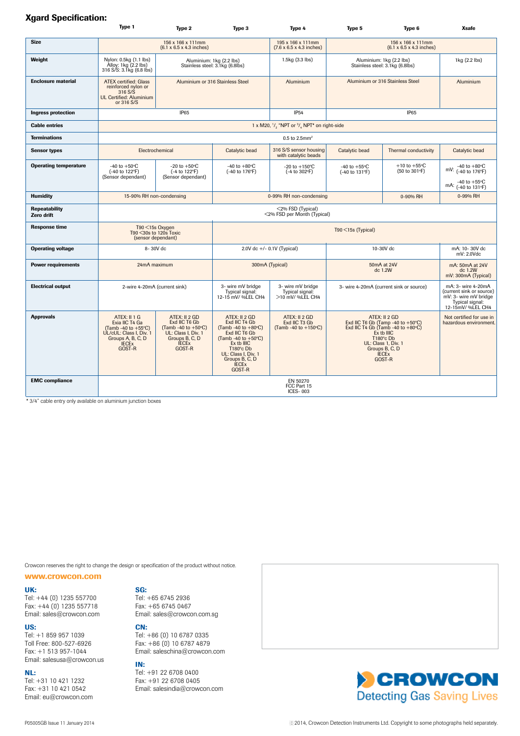## Xgard Specification:

| | Type 1 | Type 2 | Type 3 | Type 4 | Type 5 | Type 6 | Xsafe |
|---|---|---|---|---|---|---|---|
| **Size** | 156 x 166 x 111mm (6.1 x 6.5 x 4.3 inches) | | | 195 x 166 x 111mm (7.6 x 6.5 x 4.3 inches) | 156 x 166 x 111mm (6.1 x 6.5 x 4.3 inches) | | |
| **Weight** | Nylon: 0.5kg (1.1 lbs) Alloy: 1kg (2.2 lbs) 316 S/S: 3.1kg (6.8 lbs) | Aluminium: 1kg (2.2 lbs) Stainless steel: 3.1kg (6.8lbs) | | 1.5kg (3.3 lbs) | Aluminium: 1kg (2.2 lbs) Stainless steel: 3.1kg (6.8lbs) | | 1kg (2.2 lbs) |
| **Enclosure material** | ATEX certified: Glass reinforced nylon or 316 S/S UL Certified: Aluminium or 316 S/S | Aluminium or 316 Stainless Steel | | Aluminium | Aluminium or 316 Stainless Steel | | Aluminium |
| **Ingress protection** | IP65 | | | IP54 | IP65 | | |
| **Cable entries** | 1 x M20, 1/2 "NPT or 3/4 NPT* on right-side | | | | | | |
| **Terminations** | 0.5 to 2.5mm$^2$ | | | | | | |
| **Sensor types** | Electrochemical | | Catalytic bead | 316 S/S sensor housing with catalytic beads | Catalytic bead | Thermal conductivity | Catalytic bead |
| **Operating temperature** | -40 to +50ºC (-40 to 122ºF) (Sensor dependant) | -20 to +50ºC (-4 to 122ºF) (Sensor dependant) | -40 to +80ºC (-40 to 176ºF) | -20 to +150ºC (-4 to 302ºF) | -40 to +55ºC (-40 to 131ºF) | +10 to +55ºC (50 to 301ºF) | mV: -40 to +80ºC (-40 to 176ºF) mA: -40 to +55ºC (-40 to 131ºF) |
| **Humidity** | 15-90% RH non-condensing | | 0-99% RH non-condensing | | | 0-90% RH | 0-99% RH |
| **Repeatability Zero drift** | <2% FSD (Typical) <2% FSD per Month (Typical) | | | | | | |
| **Response time** | T90 <15s Oxygen T90 <30s to 120s Toxic (sensor dependant) | | T90 <15s (Typical) | | | | |
| **Operating voltage** | 8- 30V dc | | 2.0V dc +/- 0.1V (Typical) | | 10-30V dc | | mA: 10- 30V dc mV: 2.0Vdc |
| **Power requirements** | 24mA maximum | | 300mA (Typical) | | 50mA at 24V dc 1.2W | | mA: 50mA at 24V dc 1.2W mV: 300mA (Typical) |
| **Electrical output** | 2-wire 4-20mA (current sink) | | 3- wire mV bridge Typical signal: 12-15 mV/ %LEL CH4 | 3- wire mV bridge Typical signal: >10 mV/ %LEL CH4 | 3- wire 4-20mA (current sink or source) | | mA: 3- wire 4-20mA (current sink or source) mV: 3- wire mV bridge Typical signal: 12-15mV/ %LEL CH4 |
| **Approvals** | ATEX: II 1 G Exia IIC T4 Ga (Tamb -40 to +55ºC) UL/cUL: Class I, Div. 1 Groups A, B, C, D IECEx GOST-R | ATEX: II 2 GD Exd IIC T6 Gb (Tamb -40 to +50ºC) UL: Class I, Div. 1 Groups B, C, D IECEx GOST-R | ATEX: II 2 GD Exd IIC T4 Gb (Tamb -40 to +80ºC) Exd IIC T6 Gb (Tamb -40 to +50ºC) Ex tb IIIC T180ºc Db UL: Class I, Div. 1 Groups B, C, D IECEx GOST-R | ATEX: II 2 GD Exd IIC T3 Gb (Tamb -40 to +150ºC) | ATEX: II 2 GD Exd IIC T6 Gb (Tamb -40 to +50ºC) Exd IIC T4 Gb (Tamb -40 to +80ºC) Ex tb IIIC T180ºc Db UL: Class I, Div. 1 Groups B, C, D IECEx GOST-R | | Not certified for use in hazardous environment. |
| **EMC compliance** | EN 50270 FCC Part 15 ICES- 003 | | | | | | |

* 3/4" cable entry only available on aluminium junction boxes

Crowcon reserves the right to change the design or specification of the product without notice.

**www.crowcon.com**

**UK:**
Tel: +44 (0) 1235 557700
Fax: +44 (0) 1235 557718
Email: sales@crowcon.com

**US:**
Tel: +1 859 957 1039
Toll Free: 800-527-6926
Fax: +1 513 957-1044
Email: salesusa@crowcon.us

**NL:**
Tel: +31 10 421 1232
Fax: +31 10 421 0542
Email: eu@crowcon.com

**SG:**
Tel: +65 6745 2936
Fax: +65 6745 0467
Email: sales@crowcon.com.sg

**CN:**
Tel: +86 (0) 10 6787 0335
Fax: +86 (0) 10 6787 4879
Email: saleschina@crowcon.com

**IN:**
Tel: +91 22 6708 0400
Fax: +91 22 6708 0405
Email: salesindia@crowcon.com

CROWCON
Detecting Gas Saving Lives

P05005GB Issue 11 January 2014

© 2014. Crowcon Detection Instruments Ltd. Copyright to some photographs held separately.